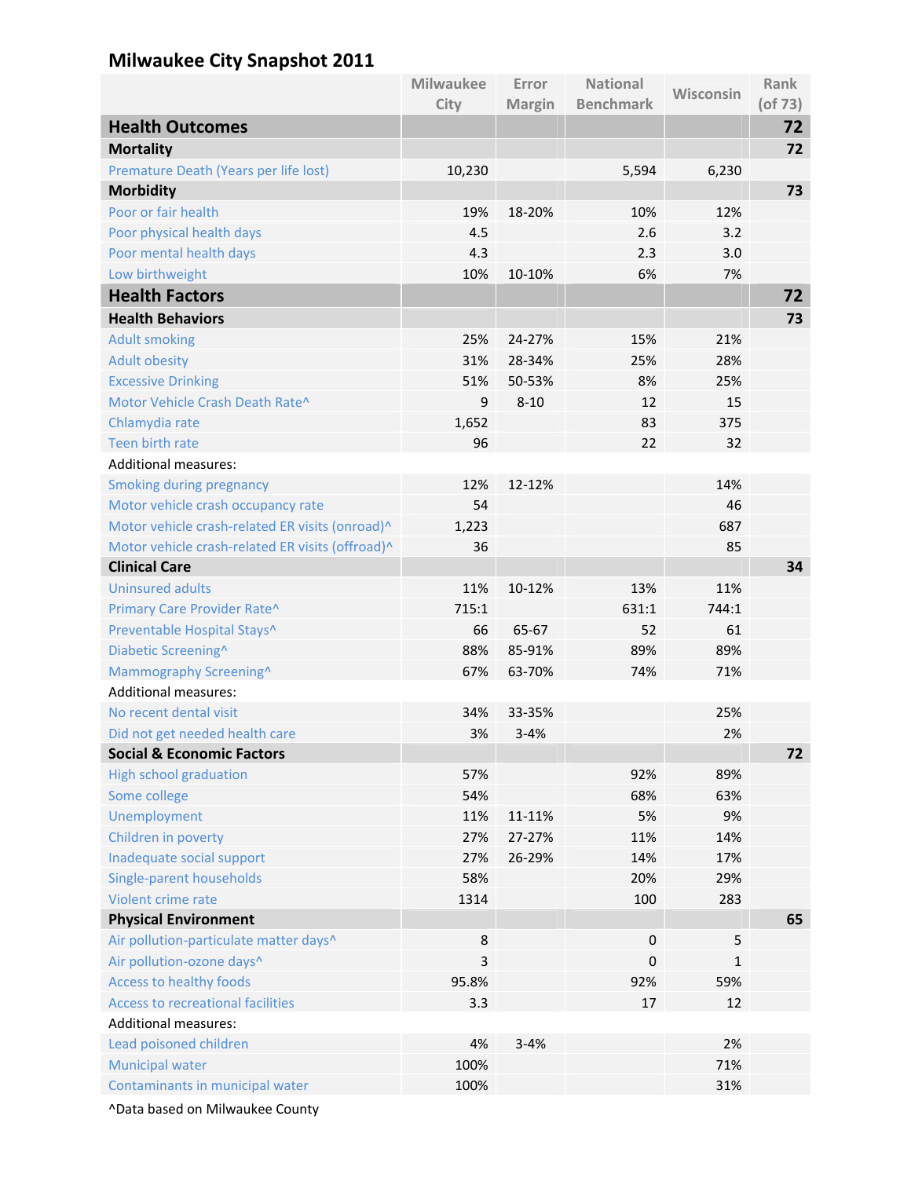# Milwaukee City Snapshot 2011

| | Milwaukee City | Error Margin | National Benchmark | Wisconsin | Rank (of 73) |
|---|---|---|---|---|---|
| **Health Outcomes** | | | | | **72** |
| **Mortality** | | | | | **72** |
| Premature Death (Years per life lost) | 10,230 | | 5,594 | 6,230 | |
| **Morbidity** | | | | | **73** |
| Poor or fair health | 19% | 18-20% | 10% | 12% | |
| Poor physical health days | 4.5 | | 2.6 | 3.2 | |
| Poor mental health days | 4.3 | | 2.3 | 3.0 | |
| Low birthweight | 10% | 10-10% | 6% | 7% | |
| **Health Factors** | | | | | **72** |
| **Health Behaviors** | | | | | **73** |
| Adult smoking | 25% | 24-27% | 15% | 21% | |
| Adult obesity | 31% | 28-34% | 25% | 28% | |
| Excessive Drinking | 51% | 50-53% | 8% | 25% | |
| Motor Vehicle Crash Death Rate^ | 9 | 8-10 | 12 | 15 | |
| Chlamydia rate | 1,652 | | 83 | 375 | |
| Teen birth rate | 96 | | 22 | 32 | |
| Additional measures: | | | | | |
| Smoking during pregnancy | 12% | 12-12% | | 14% | |
| Motor vehicle crash occupancy rate | 54 | | | 46 | |
| Motor vehicle crash-related ER visits (onroad)^ | 1,223 | | | 687 | |
| Motor vehicle crash-related ER visits (offroad)^ | 36 | | | 85 | |
| **Clinical Care** | | | | | **34** |
| Uninsured adults | 11% | 10-12% | 13% | 11% | |
| Primary Care Provider Rate^ | 715:1 | | 631:1 | 744:1 | |
| Preventable Hospital Stays^ | 66 | 65-67 | 52 | 61 | |
| Diabetic Screening^ | 88% | 85-91% | 89% | 89% | |
| Mammography Screening^ | 67% | 63-70% | 74% | 71% | |
| Additional measures: | | | | | |
| No recent dental visit | 34% | 33-35% | | 25% | |
| Did not get needed health care | 3% | 3-4% | | 2% | |
| **Social & Economic Factors** | | | | | **72** |
| High school graduation | 57% | | 92% | 89% | |
| Some college | 54% | | 68% | 63% | |
| Unemployment | 11% | 11-11% | 5% | 9% | |
| Children in poverty | 27% | 27-27% | 11% | 14% | |
| Inadequate social support | 27% | 26-29% | 14% | 17% | |
| Single-parent households | 58% | | 20% | 29% | |
| Violent crime rate | 1314 | | 100 | 283 | |
| **Physical Environment** | | | | | **65** |
| Air pollution-particulate matter days^ | 8 | | 0 | 5 | |
| Air pollution-ozone days^ | 3 | | 0 | 1 | |
| Access to healthy foods | 95.8% | | 92% | 59% | |
| Access to recreational facilities | 3.3 | | 17 | 12 | |
| Additional measures: | | | | | |
| Lead poisoned children | 4% | 3-4% | | 2% | |
| Municipal water | 100% | | | 71% | |
| Contaminants in municipal water | 100% | | | 31% | |

^Data based on Milwaukee County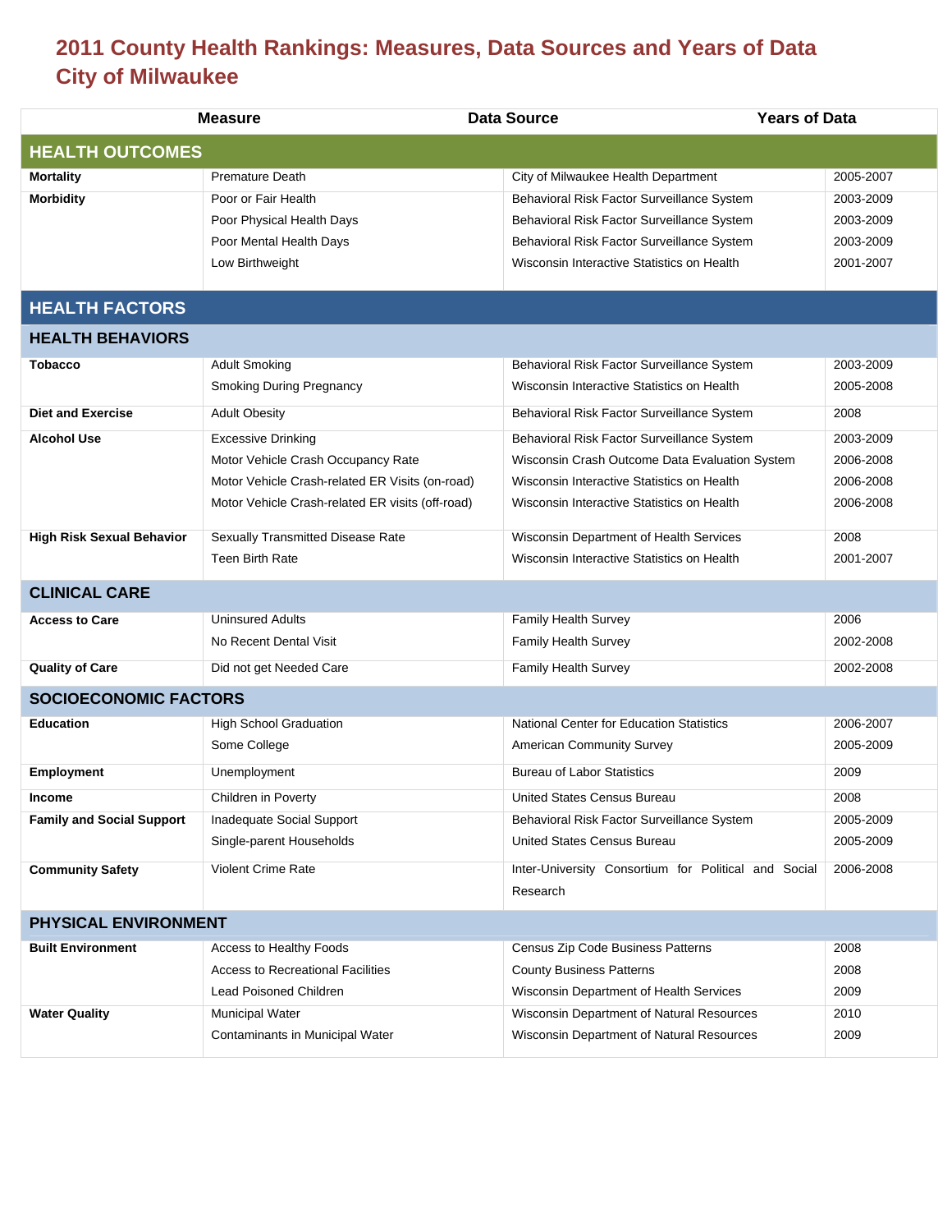# 2011 County Health Rankings: Measures, Data Sources and Years of Data
# City of Milwaukee

| | Measure | Data Source | Years of Data |
|---|---|---|---|
| **HEALTH OUTCOMES** | | | |
| **Mortality** | Premature Death | City of Milwaukee Health Department | 2005-2007 |
| **Morbidity** | Poor or Fair Health | Behavioral Risk Factor Surveillance System | 2003-2009 |
| | Poor Physical Health Days | Behavioral Risk Factor Surveillance System | 2003-2009 |
| | Poor Mental Health Days | Behavioral Risk Factor Surveillance System | 2003-2009 |
| | Low Birthweight | Wisconsin Interactive Statistics on Health | 2001-2007 |
| **HEALTH FACTORS** | | | |
| **HEALTH BEHAVIORS** | | | |
| **Tobacco** | Adult Smoking | Behavioral Risk Factor Surveillance System | 2003-2009 |
| | Smoking During Pregnancy | Wisconsin Interactive Statistics on Health | 2005-2008 |
| **Diet and Exercise** | Adult Obesity | Behavioral Risk Factor Surveillance System | 2008 |
| **Alcohol Use** | Excessive Drinking | Behavioral Risk Factor Surveillance System | 2003-2009 |
| | Motor Vehicle Crash Occupancy Rate | Wisconsin Crash Outcome Data Evaluation System | 2006-2008 |
| | Motor Vehicle Crash-related ER Visits (on-road) | Wisconsin Interactive Statistics on Health | 2006-2008 |
| | Motor Vehicle Crash-related ER visits (off-road) | Wisconsin Interactive Statistics on Health | 2006-2008 |
| **High Risk Sexual Behavior** | Sexually Transmitted Disease Rate | Wisconsin Department of Health Services | 2008 |
| | Teen Birth Rate | Wisconsin Interactive Statistics on Health | 2001-2007 |
| **CLINICAL CARE** | | | |
| **Access to Care** | Uninsured Adults | Family Health Survey | 2006 |
| | No Recent Dental Visit | Family Health Survey | 2002-2008 |
| **Quality of Care** | Did not get Needed Care | Family Health Survey | 2002-2008 |
| **SOCIOECONOMIC FACTORS** | | | |
| **Education** | High School Graduation | National Center for Education Statistics | 2006-2007 |
| | Some College | American Community Survey | 2005-2009 |
| **Employment** | Unemployment | Bureau of Labor Statistics | 2009 |
| **Income** | Children in Poverty | United States Census Bureau | 2008 |
| **Family and Social Support** | Inadequate Social Support | Behavioral Risk Factor Surveillance System | 2005-2009 |
| | Single-parent Households | United States Census Bureau | 2005-2009 |
| **Community Safety** | Violent Crime Rate | Inter-University Consortium for Political and Social Research | 2006-2008 |
| **PHYSICAL ENVIRONMENT** | | | |
| **Built Environment** | Access to Healthy Foods | Census Zip Code Business Patterns | 2008 |
| | Access to Recreational Facilities | County Business Patterns | 2008 |
| | Lead Poisoned Children | Wisconsin Department of Health Services | 2009 |
| **Water Quality** | Municipal Water | Wisconsin Department of Natural Resources | 2010 |
| | Contaminants in Municipal Water | Wisconsin Department of Natural Resources | 2009 |